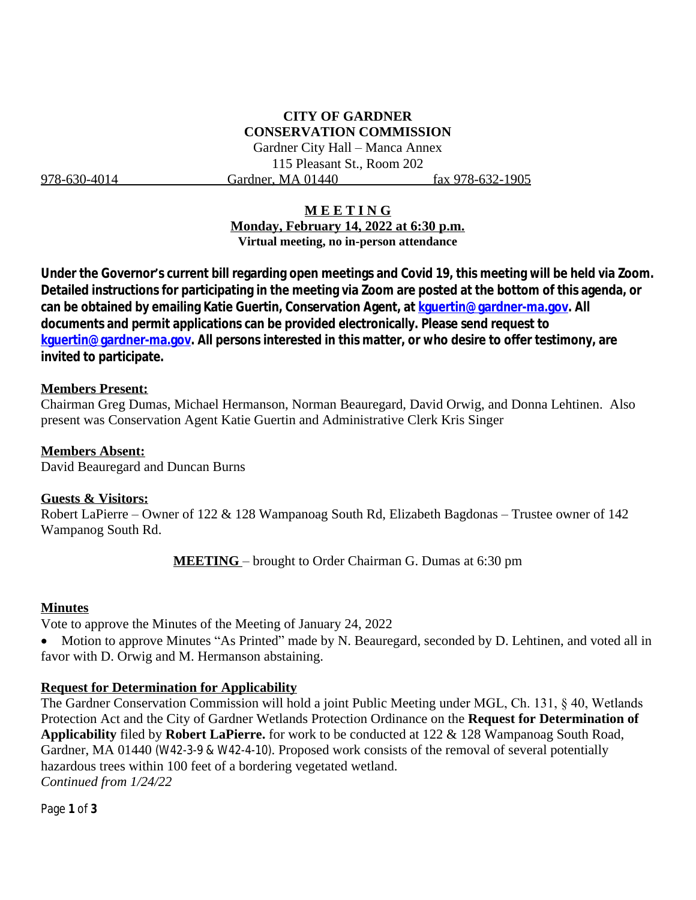**CITY OF GARDNER**
**CONSERVATION COMMISSION**
Gardner City Hall – Manca Annex
115 Pleasant St., Room 202
978-630-4014 Gardner, MA 01440 fax 978-632-1905

**MEETING**
**Monday, February 14, 2022 at 6:30 p.m.**
**Virtual meeting, no in-person attendance**

**Under the Governor's current bill regarding open meetings and Covid 19, this meeting will be held via Zoom. Detailed instructions for participating in the meeting via Zoom are posted at the bottom of this agenda, or can be obtained by emailing Katie Guertin, Conservation Agent, at kguertin@gardner-ma.gov. All documents and permit applications can be provided electronically. Please send request to kguertin@gardner-ma.gov. All persons interested in this matter, or who desire to offer testimony, are invited to participate.**

**Members Present:**
Chairman Greg Dumas, Michael Hermanson, Norman Beauregard, David Orwig, and Donna Lehtinen. Also present was Conservation Agent Katie Guertin and Administrative Clerk Kris Singer

**Members Absent:**
David Beauregard and Duncan Burns

**Guests & Visitors:**
Robert LaPierre – Owner of 122 & 128 Wampanoag South Rd, Elizabeth Bagdonas – Trustee owner of 142 Wampanog South Rd.

**MEETING** – brought to Order Chairman G. Dumas at 6:30 pm

**Minutes**
Vote to approve the Minutes of the Meeting of January 24, 2022

- Motion to approve Minutes "As Printed" made by N. Beauregard, seconded by D. Lehtinen, and voted all in favor with D. Orwig and M. Hermanson abstaining.

**Request for Determination for Applicability**
The Gardner Conservation Commission will hold a joint Public Meeting under MGL, Ch. 131, § 40, Wetlands Protection Act and the City of Gardner Wetlands Protection Ordinance on the **Request for Determination of Applicability** filed by **Robert LaPierre.** for work to be conducted at 122 & 128 Wampanoag South Road, Gardner, MA 01440 (W42-3-9 & W42-4-10). Proposed work consists of the removal of several potentially hazardous trees within 100 feet of a bordering vegetated wetland.
*Continued from 1/24/22*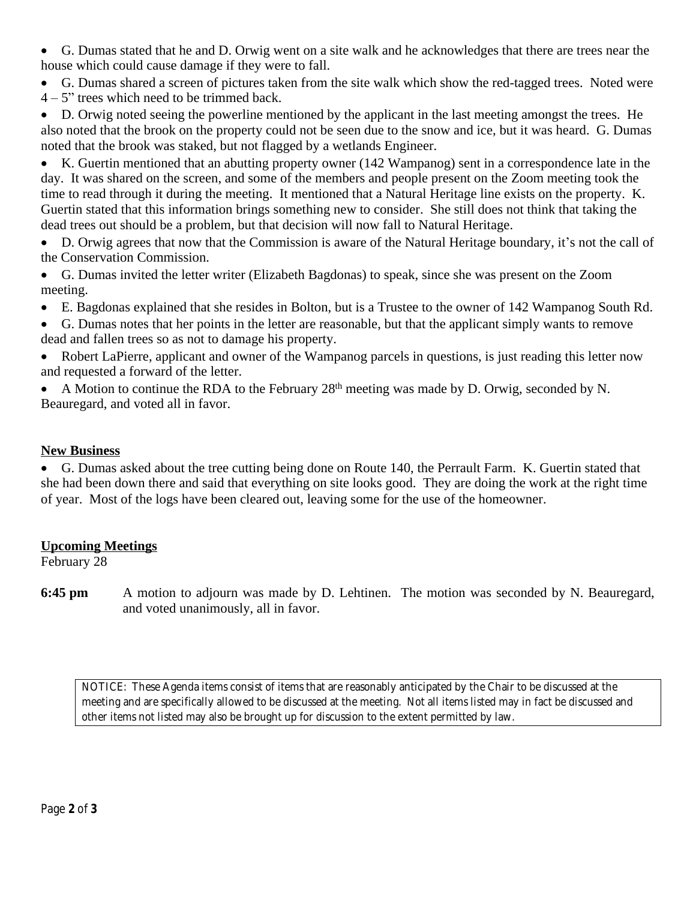- G. Dumas stated that he and D. Orwig went on a site walk and he acknowledges that there are trees near the house which could cause damage if they were to fall.
- G. Dumas shared a screen of pictures taken from the site walk which show the red-tagged trees. Noted were 4 – 5" trees which need to be trimmed back.
- D. Orwig noted seeing the powerline mentioned by the applicant in the last meeting amongst the trees. He also noted that the brook on the property could not be seen due to the snow and ice, but it was heard. G. Dumas noted that the brook was staked, but not flagged by a wetlands Engineer.
- K. Guertin mentioned that an abutting property owner (142 Wampanog) sent in a correspondence late in the day. It was shared on the screen, and some of the members and people present on the Zoom meeting took the time to read through it during the meeting. It mentioned that a Natural Heritage line exists on the property. K. Guertin stated that this information brings something new to consider. She still does not think that taking the dead trees out should be a problem, but that decision will now fall to Natural Heritage.
- D. Orwig agrees that now that the Commission is aware of the Natural Heritage boundary, it's not the call of the Conservation Commission.
- G. Dumas invited the letter writer (Elizabeth Bagdonas) to speak, since she was present on the Zoom meeting.
- E. Bagdonas explained that she resides in Bolton, but is a Trustee to the owner of 142 Wampanog South Rd.
- G. Dumas notes that her points in the letter are reasonable, but that the applicant simply wants to remove dead and fallen trees so as not to damage his property.
- Robert LaPierre, applicant and owner of the Wampanog parcels in questions, is just reading this letter now and requested a forward of the letter.
- A Motion to continue the RDA to the February 28th meeting was made by D. Orwig, seconded by N. Beauregard, and voted all in favor.

## New Business

- G. Dumas asked about the tree cutting being done on Route 140, the Perrault Farm. K. Guertin stated that she had been down there and said that everything on site looks good. They are doing the work at the right time of year. Most of the logs have been cleared out, leaving some for the use of the homeowner.

## Upcoming Meetings

February 28

**6:45 pm** A motion to adjourn was made by D. Lehtinen. The motion was seconded by N. Beauregard, and voted unanimously, all in favor.

NOTICE: These Agenda items consist of items that are reasonably anticipated by the Chair to be discussed at the meeting and are specifically allowed to be discussed at the meeting. Not all items listed may in fact be discussed and other items not listed may also be brought up for discussion to the extent permitted by law.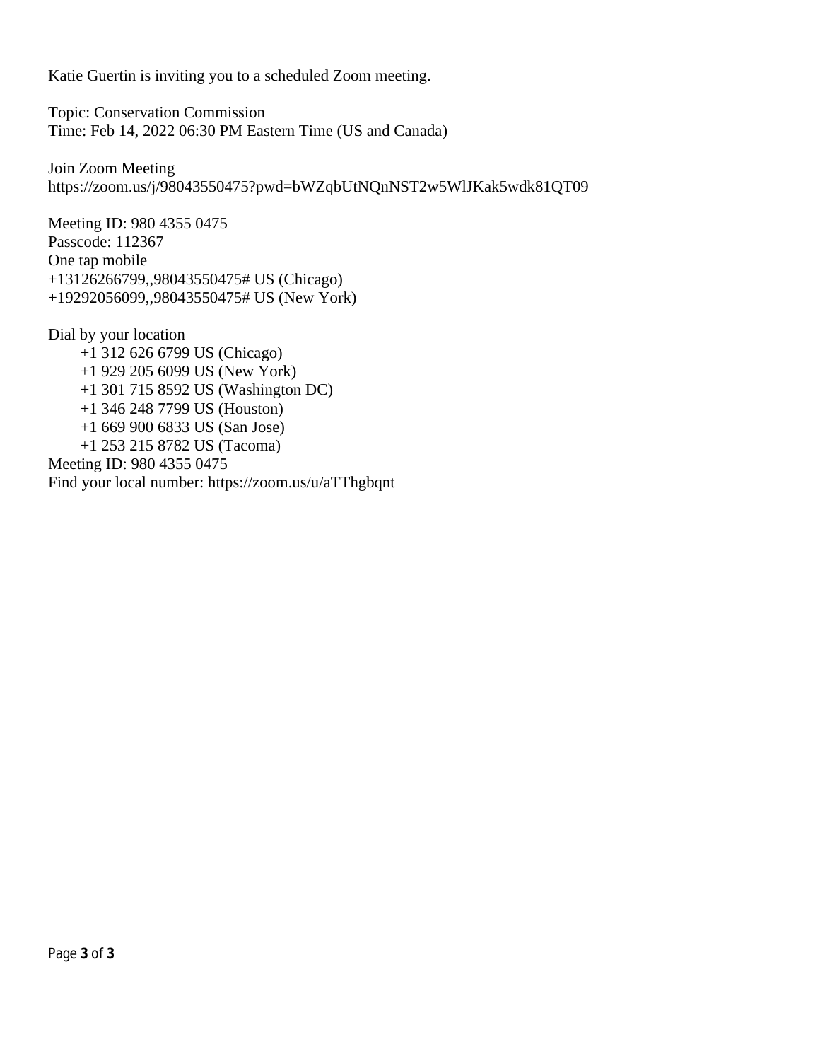Katie Guertin is inviting you to a scheduled Zoom meeting.

Topic: Conservation Commission
Time: Feb 14, 2022 06:30 PM Eastern Time (US and Canada)

Join Zoom Meeting
https://zoom.us/j/98043550475?pwd=bWZqbUtNQnNST2w5WlJKak5wdk81QT09

Meeting ID: 980 4355 0475
Passcode: 112367
One tap mobile
+13126266799,,98043550475# US (Chicago)
+19292056099,,98043550475# US (New York)

Dial by your location
+1 312 626 6799 US (Chicago)
+1 929 205 6099 US (New York)
+1 301 715 8592 US (Washington DC)
+1 346 248 7799 US (Houston)
+1 669 900 6833 US (San Jose)
+1 253 215 8782 US (Tacoma)
Meeting ID: 980 4355 0475
Find your local number: https://zoom.us/u/aTThgbqnt